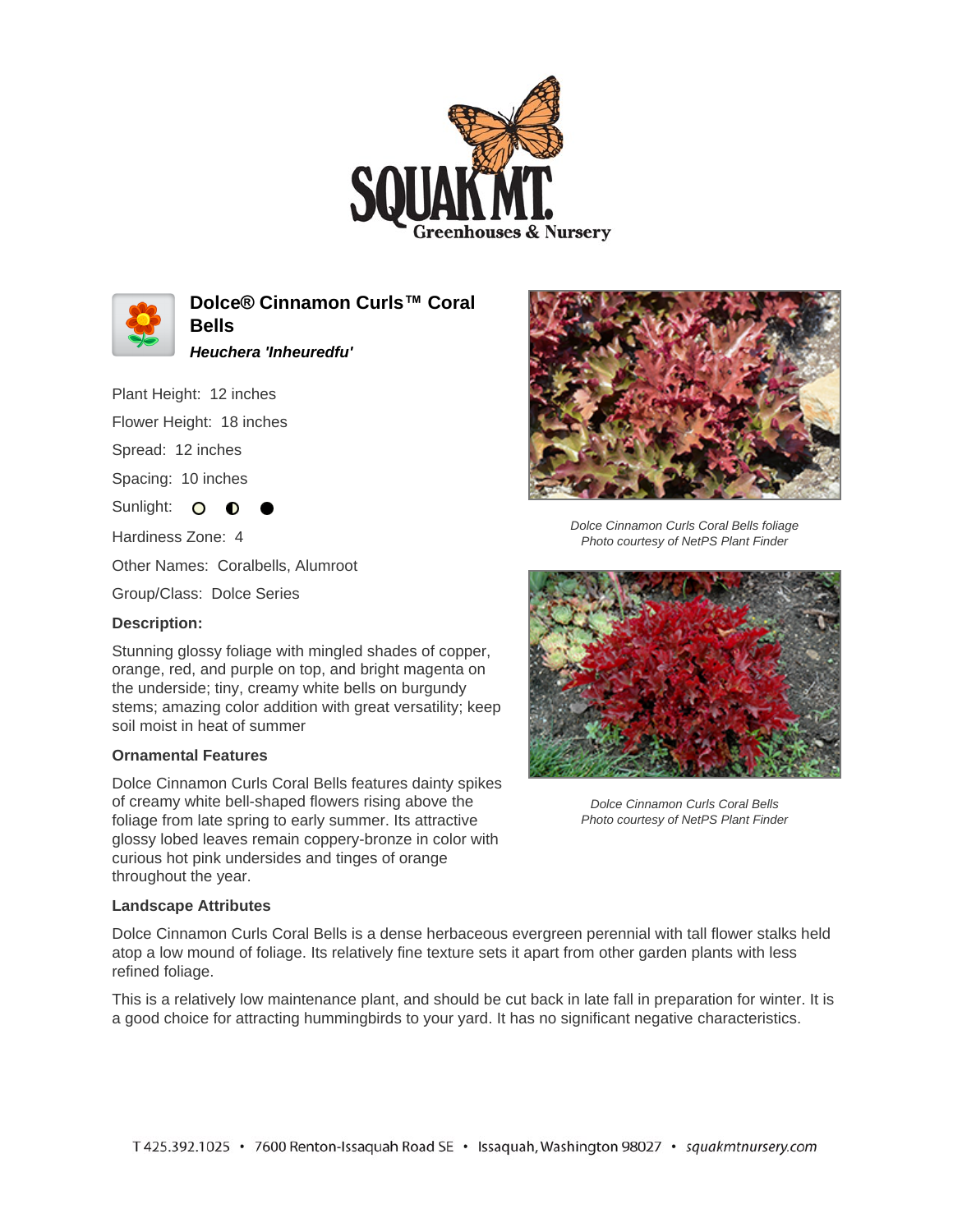# Dolce® Cinnamon Curls™ Coral Bells

***Heuchera 'Inheuredfu'***

Plant Height: 12 inches

Flower Height: 18 inches

Spread: 12 inches

Spacing: 10 inches

Sunlight: ○ ◐ ●

Hardiness Zone: 4

Other Names: Coralbells, Alumroot

Group/Class: Dolce Series

### Description:

Stunning glossy foliage with mingled shades of copper, orange, red, and purple on top, and bright magenta on the underside; tiny, creamy white bells on burgundy stems; amazing color addition with great versatility; keep soil moist in heat of summer

### Ornamental Features

Dolce Cinnamon Curls Coral Bells features dainty spikes of creamy white bell-shaped flowers rising above the foliage from late spring to early summer. Its attractive glossy lobed leaves remain coppery-bronze in color with curious hot pink undersides and tinges of orange throughout the year.

*Dolce Cinnamon Curls Coral Bells foliage*
*Photo courtesy of NetPS Plant Finder*

*Dolce Cinnamon Curls Coral Bells*
*Photo courtesy of NetPS Plant Finder*

### Landscape Attributes

Dolce Cinnamon Curls Coral Bells is a dense herbaceous evergreen perennial with tall flower stalks held atop a low mound of foliage. Its relatively fine texture sets it apart from other garden plants with less refined foliage.

This is a relatively low maintenance plant, and should be cut back in late fall in preparation for winter. It is a good choice for attracting hummingbirds to your yard. It has no significant negative characteristics.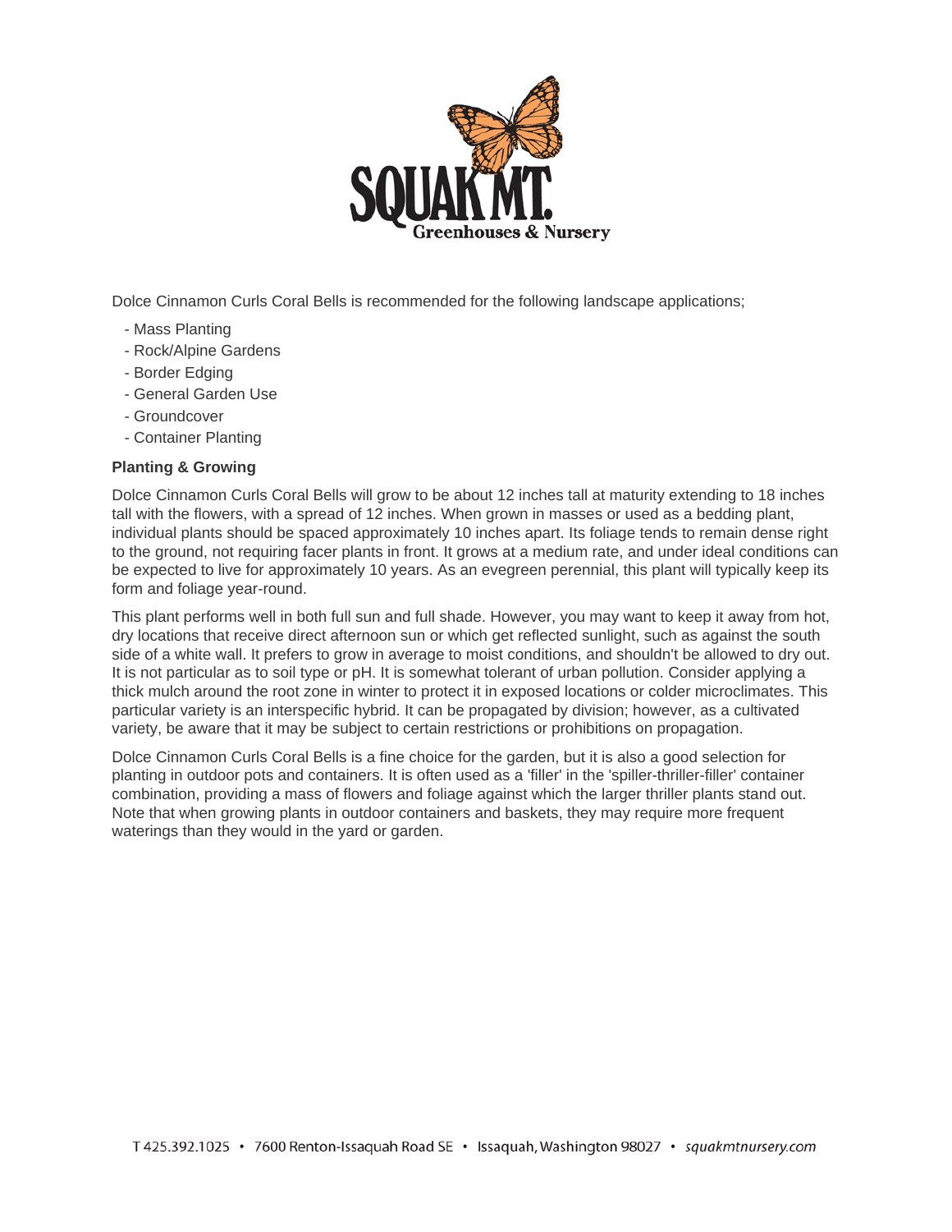Dolce Cinnamon Curls Coral Bells is recommended for the following landscape applications;

- Mass Planting
- Rock/Alpine Gardens
- Border Edging
- General Garden Use
- Groundcover
- Container Planting

**Planting & Growing**

Dolce Cinnamon Curls Coral Bells will grow to be about 12 inches tall at maturity extending to 18 inches tall with the flowers, with a spread of 12 inches. When grown in masses or used as a bedding plant, individual plants should be spaced approximately 10 inches apart. Its foliage tends to remain dense right to the ground, not requiring facer plants in front. It grows at a medium rate, and under ideal conditions can be expected to live for approximately 10 years. As an evegreen perennial, this plant will typically keep its form and foliage year-round.

This plant performs well in both full sun and full shade. However, you may want to keep it away from hot, dry locations that receive direct afternoon sun or which get reflected sunlight, such as against the south side of a white wall. It prefers to grow in average to moist conditions, and shouldn't be allowed to dry out. It is not particular as to soil type or pH. It is somewhat tolerant of urban pollution. Consider applying a thick mulch around the root zone in winter to protect it in exposed locations or colder microclimates. This particular variety is an interspecific hybrid. It can be propagated by division; however, as a cultivated variety, be aware that it may be subject to certain restrictions or prohibitions on propagation.

Dolce Cinnamon Curls Coral Bells is a fine choice for the garden, but it is also a good selection for planting in outdoor pots and containers. It is often used as a 'filler' in the 'spiller-thriller-filler' container combination, providing a mass of flowers and foliage against which the larger thriller plants stand out. Note that when growing plants in outdoor containers and baskets, they may require more frequent waterings than they would in the yard or garden.